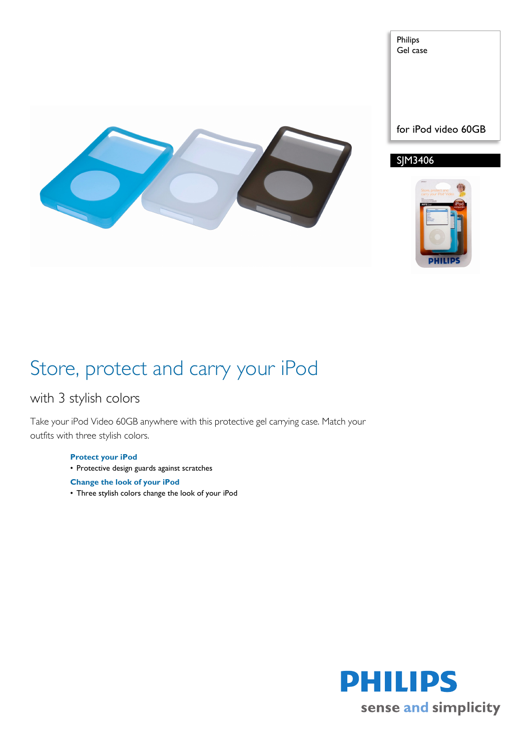Philips
Gel case

for iPod video 60GB

SJM3406

# Store, protect and carry your iPod

## with 3 stylish colors

Take your iPod Video 60GB anywhere with this protective gel carrying case. Match your outfits with three stylish colors.

**Protect your iPod**
- Protective design guards against scratches

**Change the look of your iPod**
- Three stylish colors change the look of your iPod

PHILIPS
sense and simplicity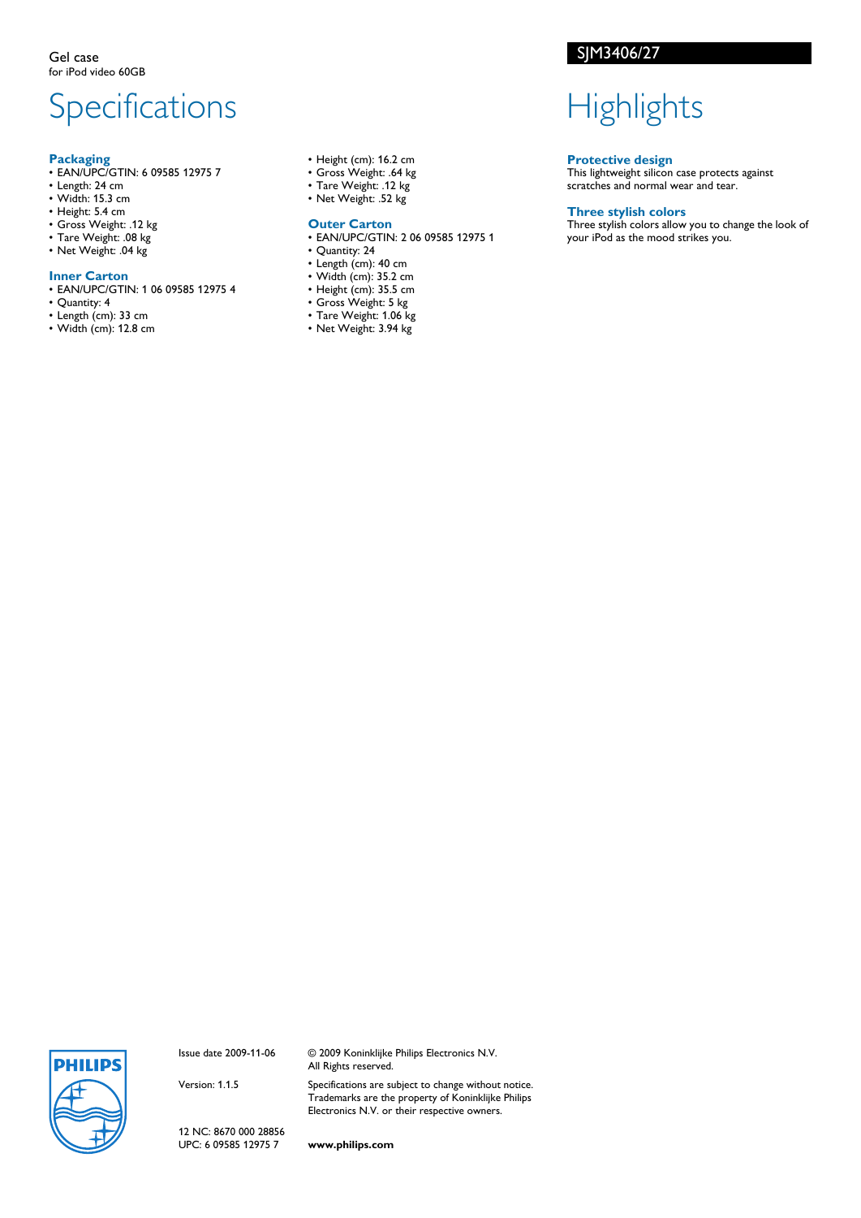Gel case
for iPod video 60GB

SJM3406/27

# Specifications

### Packaging

- EAN/UPC/GTIN: 6 09585 12975 7
- Length: 24 cm
- Width: 15.3 cm
- Height: 5.4 cm
- Gross Weight: .12 kg
- Tare Weight: .08 kg
- Net Weight: .04 kg

### Inner Carton

- EAN/UPC/GTIN: 1 06 09585 12975 4
- Quantity: 4
- Length (cm): 33 cm
- Width (cm): 12.8 cm
- Height (cm): 16.2 cm
- Gross Weight: .64 kg
- Tare Weight: .12 kg
- Net Weight: .52 kg

### Outer Carton

- EAN/UPC/GTIN: 2 06 09585 12975 1
- Quantity: 24
- Length (cm): 40 cm
- Width (cm): 35.2 cm
- Height (cm): 35.5 cm
- Gross Weight: 5 kg
- Tare Weight: 1.06 kg
- Net Weight: 3.94 kg

# Highlights

### Protective design

This lightweight silicon case protects against scratches and normal wear and tear.

### Three stylish colors

Three stylish colors allow you to change the look of your iPod as the mood strikes you.

PHILIPS

Issue date 2009-11-06

Version: 1.1.5

12 NC: 8670 000 28856
UPC: 6 09585 12975 7

© 2009 Koninklijke Philips Electronics N.V.
All Rights reserved.

Specifications are subject to change without notice. Trademarks are the property of Koninklijke Philips Electronics N.V. or their respective owners.

**www.philips.com**